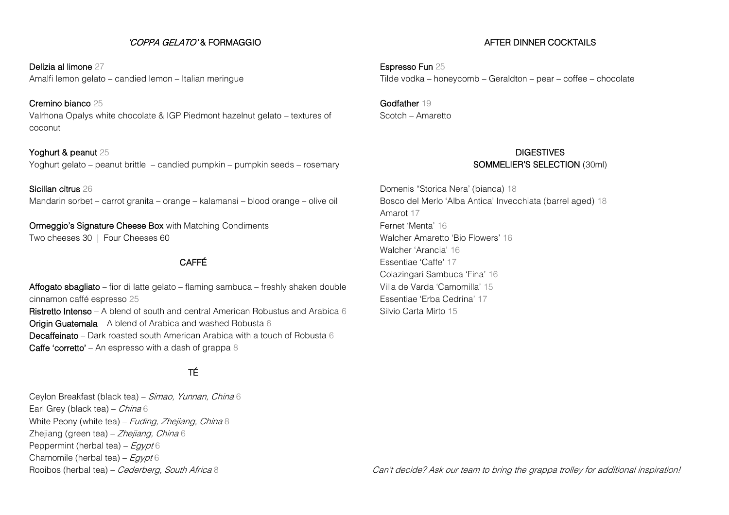## *'COPPA GELATO'* & FORMAGGIO

**Delizia al limone** 27
Amalfi lemon gelato – candied lemon – Italian meringue

**Cremino bianco** 25
Valrhona Opalys white chocolate & IGP Piedmont hazelnut gelato – textures of coconut

**Yoghurt & peanut** 25
Yoghurt gelato – peanut brittle – candied pumpkin – pumpkin seeds – rosemary

**Sicilian citrus** 26
Mandarin sorbet – carrot granita – orange – kalamansi – blood orange – olive oil

**Ormeggio's Signature Cheese Box** with Matching Condiments
Two cheeses 30 | Four Cheeses 60

## CAFFÉ

**Affogato sbagliato** – fior di latte gelato – flaming sambuca – freshly shaken double cinnamon caffé espresso 25
**Ristretto Intenso** – A blend of south and central American Robustus and Arabica 6
**Origin Guatemala** – A blend of Arabica and washed Robusta 6
**Decaffeinato** – Dark roasted south American Arabica with a touch of Robusta 6
**Caffe 'corretto'** – An espresso with a dash of grappa 8

## TÉ

Ceylon Breakfast (black tea) – *Simao, Yunnan, China* 6
Earl Grey (black tea) – *China* 6
White Peony (white tea) – *Fuding, Zhejiang, China* 8
Zhejiang (green tea) – *Zhejiang, China* 6
Peppermint (herbal tea) – *Egypt* 6
Chamomile (herbal tea) – *Egypt* 6
Rooibos (herbal tea) – *Cederberg, South Africa* 8

## AFTER DINNER COCKTAILS

**Espresso Fun** 25
Tilde vodka – honeycomb – Geraldton – pear – coffee – chocolate

**Godfather** 19
Scotch – Amaretto

## DIGESTIVES
## SOMMELIER'S SELECTION (30ml)

Domenis "Storica Nera' (bianca) 18
Bosco del Merlo 'Alba Antica' Invecchiata (barrel aged) 18
Amarot 17
Fernet 'Menta' 16
Walcher Amaretto 'Bio Flowers' 16
Walcher 'Arancia' 16
Essentiae 'Caffe' 17
Colazingari Sambuca 'Fina' 16
Villa de Varda 'Camomilla' 15
Essentiae 'Erba Cedrina' 17
Silvio Carta Mirto 15

*Can't decide? Ask our team to bring the grappa trolley for additional inspiration!*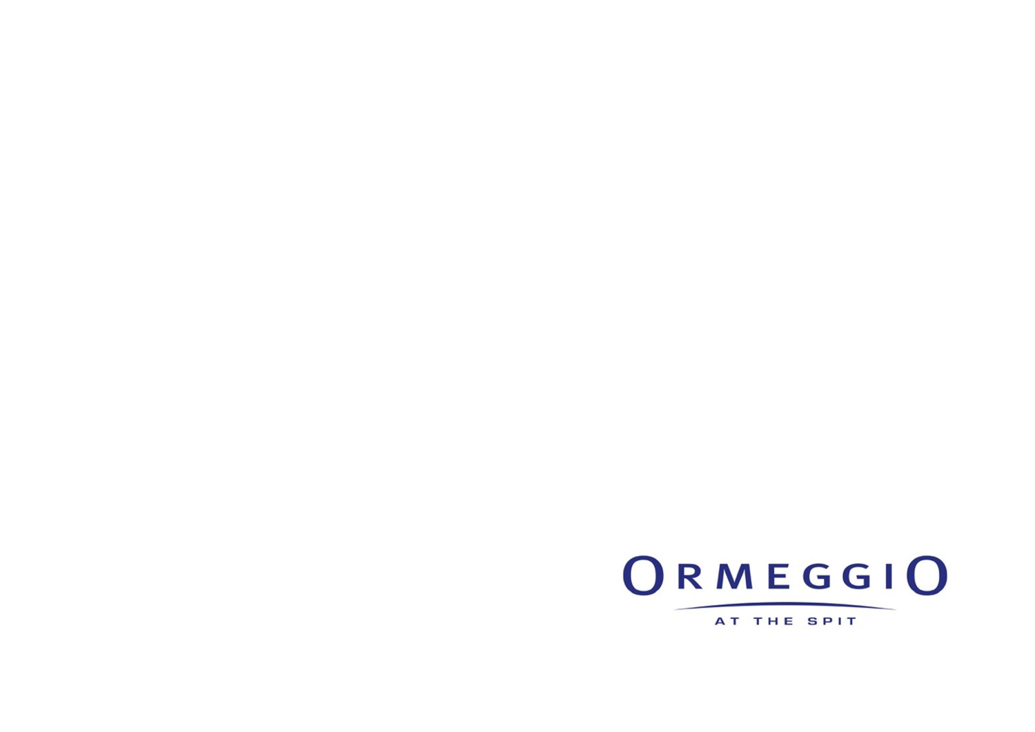ORMEGGIO

AT THE SPIT